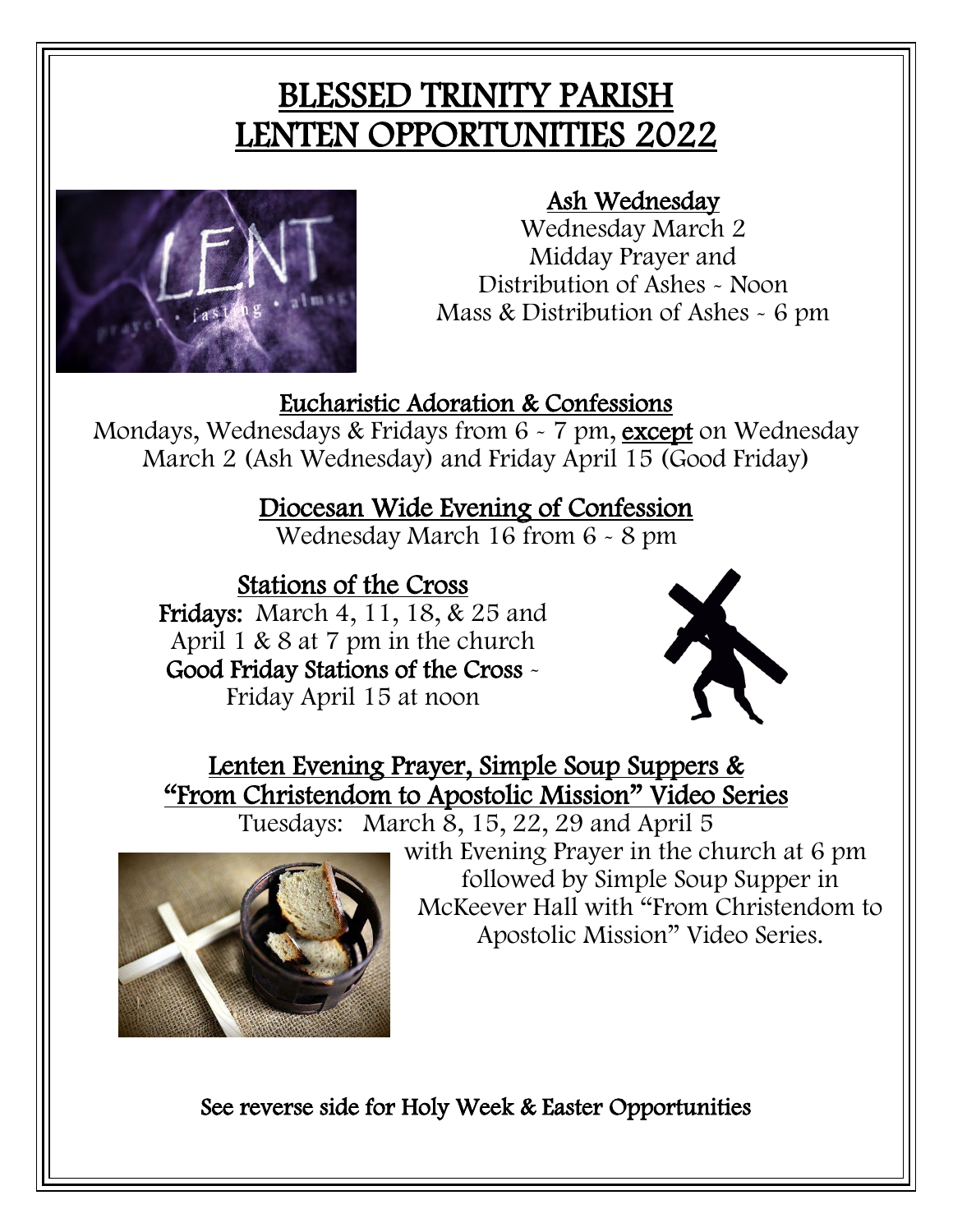# BLESSED TRINITY PARISH
# LENTEN OPPORTUNITIES 2022

## Ash Wednesday

Wednesday March 2
Midday Prayer and
Distribution of Ashes - Noon
Mass & Distribution of Ashes - 6 pm

## Eucharistic Adoration & Confessions

Mondays, Wednesdays & Fridays from 6 - 7 pm, **except** on Wednesday March 2 (Ash Wednesday) and Friday April 15 (Good Friday)

## Diocesan Wide Evening of Confession

Wednesday March 16 from 6 - 8 pm

## Stations of the Cross

**Fridays:** March 4, 11, 18, & 25 and April 1 & 8 at 7 pm in the church
**Good Friday Stations of the Cross** - Friday April 15 at noon

## Lenten Evening Prayer, Simple Soup Suppers & "From Christendom to Apostolic Mission" Video Series

Tuesdays: March 8, 15, 22, 29 and April 5 with Evening Prayer in the church at 6 pm followed by Simple Soup Supper in McKeever Hall with "From Christendom to Apostolic Mission" Video Series.

**See reverse side for Holy Week & Easter Opportunities**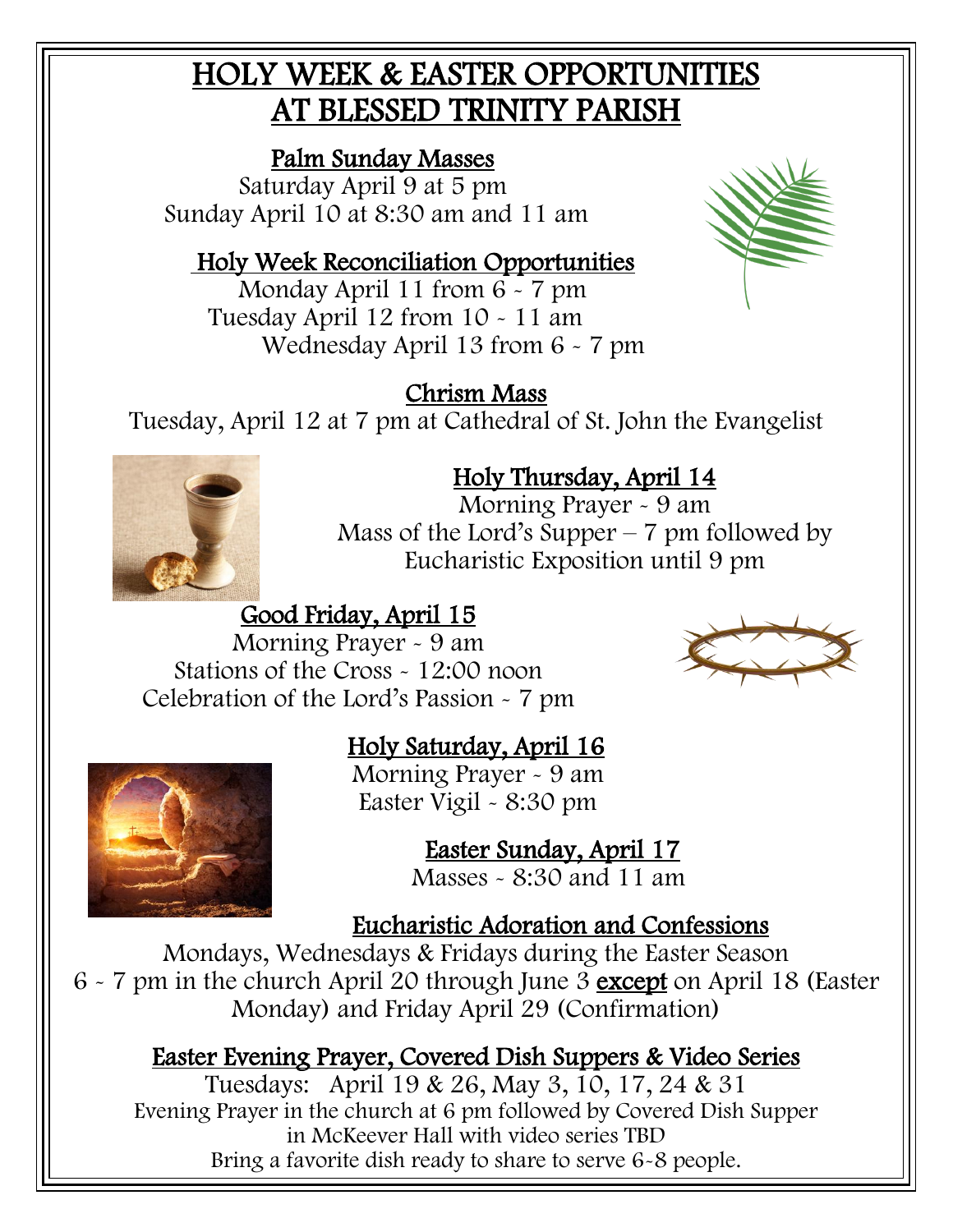# HOLY WEEK & EASTER OPPORTUNITIES AT BLESSED TRINITY PARISH

## Palm Sunday Masses

Saturday April 9 at 5 pm
Sunday April 10 at 8:30 am and 11 am

## Holy Week Reconciliation Opportunities

Monday April 11 from 6 - 7 pm
Tuesday April 12 from 10 - 11 am
Wednesday April 13 from 6 - 7 pm

## Chrism Mass

Tuesday, April 12 at 7 pm at Cathedral of St. John the Evangelist

## Holy Thursday, April 14

Morning Prayer - 9 am
Mass of the Lord's Supper – 7 pm followed by Eucharistic Exposition until 9 pm

## Good Friday, April 15

Morning Prayer - 9 am
Stations of the Cross - 12:00 noon
Celebration of the Lord's Passion - 7 pm

## Holy Saturday, April 16

Morning Prayer - 9 am
Easter Vigil - 8:30 pm

## Easter Sunday, April 17

Masses - 8:30 and 11 am

## Eucharistic Adoration and Confessions

Mondays, Wednesdays & Fridays during the Easter Season 6 - 7 pm in the church April 20 through June 3 **except** on April 18 (Easter Monday) and Friday April 29 (Confirmation)

## Easter Evening Prayer, Covered Dish Suppers & Video Series

Tuesdays: April 19 & 26, May 3, 10, 17, 24 & 31
Evening Prayer in the church at 6 pm followed by Covered Dish Supper in McKeever Hall with video series TBD
Bring a favorite dish ready to share to serve 6-8 people.